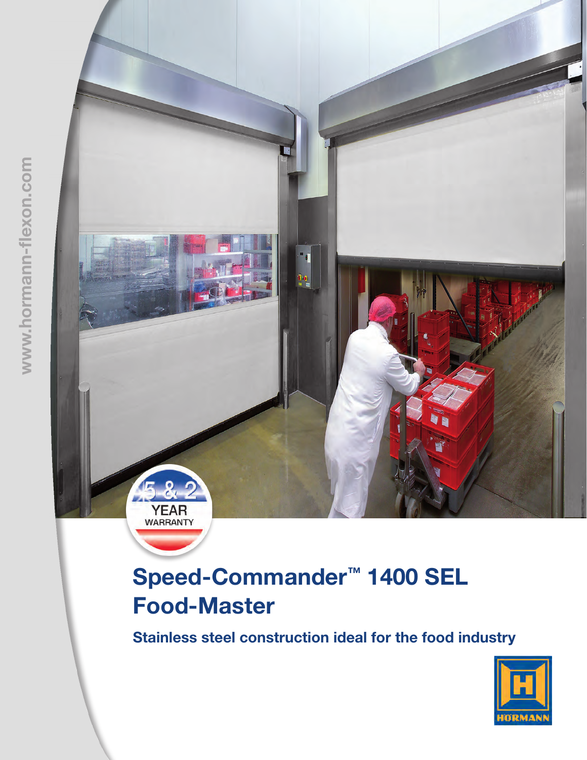www.hormann-flexon.com

5 & 2 YEAR WARRANTY

# Speed-Commander™ 1400 SEL Food-Master

## Stainless steel construction ideal for the food industry

HÖRMANN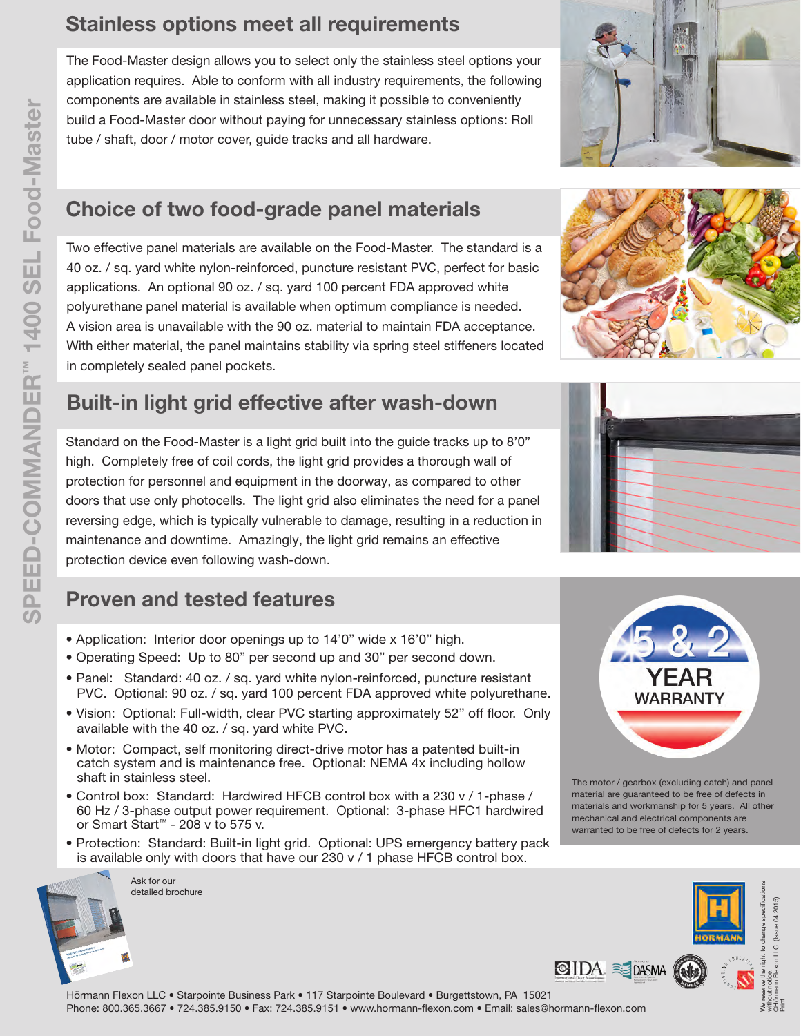## Stainless options meet all requirements

The Food-Master design allows you to select only the stainless steel options your application requires. Able to conform with all industry requirements, the following components are available in stainless steel, making it possible to conveniently build a Food-Master door without paying for unnecessary stainless options: Roll tube / shaft, door / motor cover, guide tracks and all hardware.

## Choice of two food-grade panel materials

Two effective panel materials are available on the Food-Master. The standard is a 40 oz. / sq. yard white nylon-reinforced, puncture resistant PVC, perfect for basic applications. An optional 90 oz. / sq. yard 100 percent FDA approved white polyurethane panel material is available when optimum compliance is needed. A vision area is unavailable with the 90 oz. material to maintain FDA acceptance. With either material, the panel maintains stability via spring steel stiffeners located in completely sealed panel pockets.

## Built-in light grid effective after wash-down

Standard on the Food-Master is a light grid built into the guide tracks up to 8'0" high. Completely free of coil cords, the light grid provides a thorough wall of protection for personnel and equipment in the doorway, as compared to other doors that use only photocells. The light grid also eliminates the need for a panel reversing edge, which is typically vulnerable to damage, resulting in a reduction in maintenance and downtime. Amazingly, the light grid remains an effective protection device even following wash-down.

## Proven and tested features

- Application: Interior door openings up to 14'0" wide x 16'0" high.
- Operating Speed: Up to 80" per second up and 30" per second down.
- Panel: Standard: 40 oz. / sq. yard white nylon-reinforced, puncture resistant PVC. Optional: 90 oz. / sq. yard 100 percent FDA approved white polyurethane.
- Vision: Optional: Full-width, clear PVC starting approximately 52" off floor. Only available with the 40 oz. / sq. yard white PVC.
- Motor: Compact, self monitoring direct-drive motor has a patented built-in catch system and is maintenance free. Optional: NEMA 4x including hollow shaft in stainless steel.
- Control box: Standard: Hardwired HFCB control box with a 230 v / 1-phase / 60 Hz / 3-phase output power requirement. Optional: 3-phase HFC1 hardwired or Smart Start™ - 208 v to 575 v.
- Protection: Standard: Built-in light grid. Optional: UPS emergency battery pack is available only with doors that have our 230 v / 1 phase HFCB control box.

5 & 2 YEAR WARRANTY

The motor / gearbox (excluding catch) and panel material are guaranteed to be free of defects in materials and workmanship for 5 years. All other mechanical and electrical components are warranted to be free of defects for 2 years.

Ask for our detailed brochure

Hörmann Flexon LLC • Starpointe Business Park • 117 Starpointe Boulevard • Burgettstown, PA 15021
Phone: 800.365.3667 • 724.385.9150 • Fax: 724.385.9151 • www.hormann-flexon.com • Email: sales@hormann-flexon.com

We reserve the right to change specifications without notice. ©Hörmann Flexon LLC (Issue 04.2015) Print